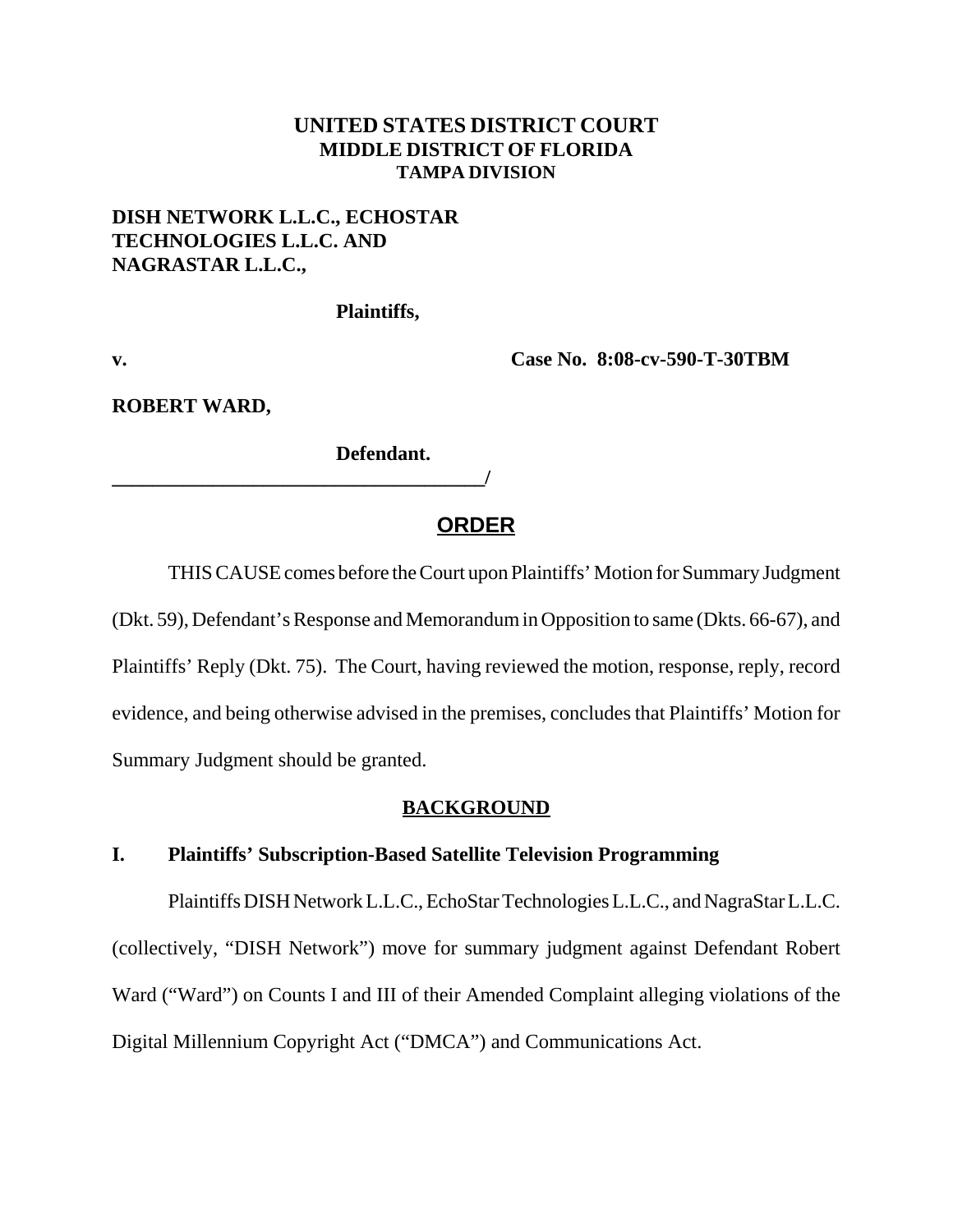**UNITED STATES DISTRICT COURT**
**MIDDLE DISTRICT OF FLORIDA**
**TAMPA DIVISION**

**DISH NETWORK L.L.C., ECHOSTAR TECHNOLOGIES L.L.C. AND NAGRASTAR L.L.C.,**

**Plaintiffs,**

**v.** **Case No. 8:08-cv-590-T-30TBM**

**ROBERT WARD,**

**Defendant.**

**______________________________________/**

# ORDER

THIS CAUSE comes before the Court upon Plaintiffs' Motion for Summary Judgment (Dkt. 59), Defendant's Response and Memorandum in Opposition to same (Dkts. 66-67), and Plaintiffs' Reply (Dkt. 75). The Court, having reviewed the motion, response, reply, record evidence, and being otherwise advised in the premises, concludes that Plaintiffs' Motion for Summary Judgment should be granted.

## BACKGROUND

### I. Plaintiffs' Subscription-Based Satellite Television Programming

Plaintiffs DISH Network L.L.C., EchoStar Technologies L.L.C., and NagraStar L.L.C. (collectively, "DISH Network") move for summary judgment against Defendant Robert Ward ("Ward") on Counts I and III of their Amended Complaint alleging violations of the Digital Millennium Copyright Act ("DMCA") and Communications Act.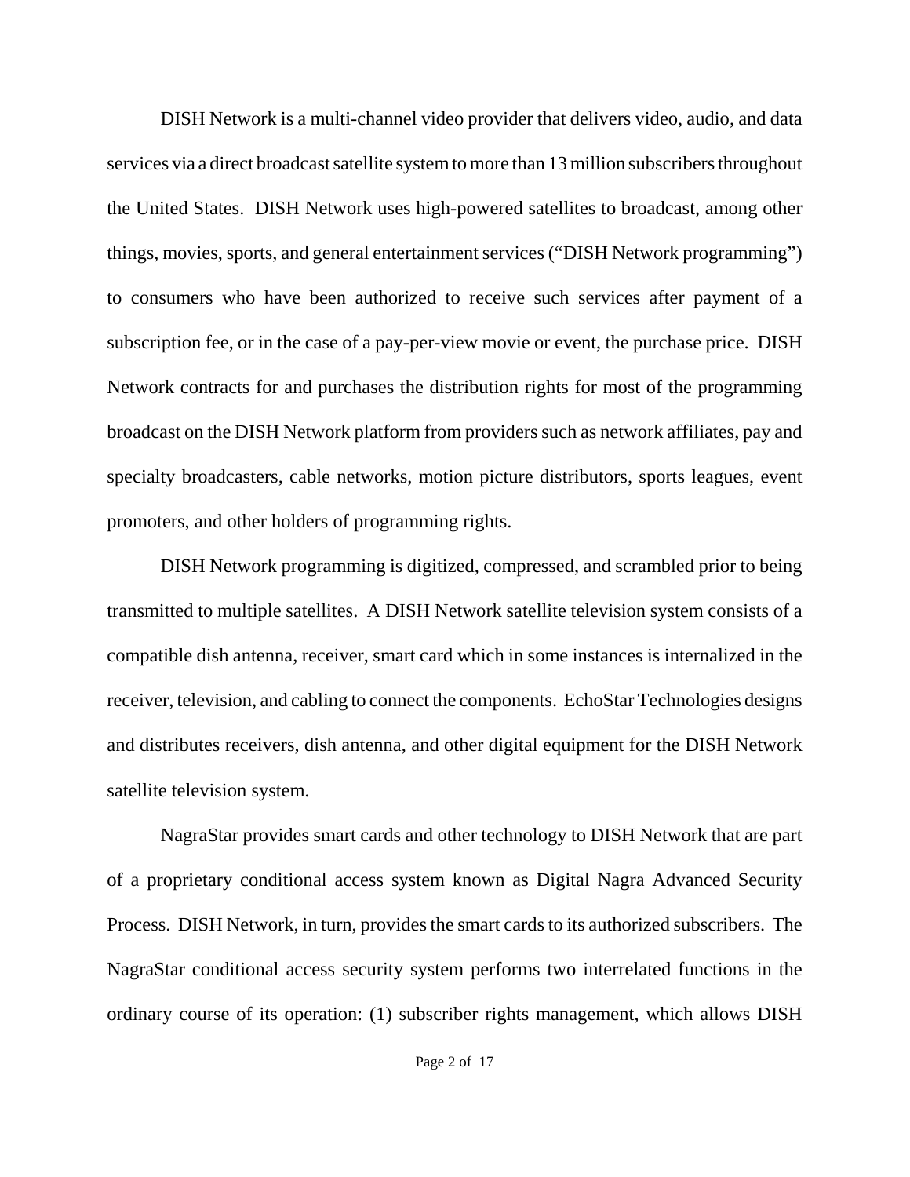DISH Network is a multi-channel video provider that delivers video, audio, and data services via a direct broadcast satellite system to more than 13 million subscribers throughout the United States. DISH Network uses high-powered satellites to broadcast, among other things, movies, sports, and general entertainment services ("DISH Network programming") to consumers who have been authorized to receive such services after payment of a subscription fee, or in the case of a pay-per-view movie or event, the purchase price. DISH Network contracts for and purchases the distribution rights for most of the programming broadcast on the DISH Network platform from providers such as network affiliates, pay and specialty broadcasters, cable networks, motion picture distributors, sports leagues, event promoters, and other holders of programming rights.

DISH Network programming is digitized, compressed, and scrambled prior to being transmitted to multiple satellites. A DISH Network satellite television system consists of a compatible dish antenna, receiver, smart card which in some instances is internalized in the receiver, television, and cabling to connect the components. EchoStar Technologies designs and distributes receivers, dish antenna, and other digital equipment for the DISH Network satellite television system.

NagraStar provides smart cards and other technology to DISH Network that are part of a proprietary conditional access system known as Digital Nagra Advanced Security Process. DISH Network, in turn, provides the smart cards to its authorized subscribers. The NagraStar conditional access security system performs two interrelated functions in the ordinary course of its operation: (1) subscriber rights management, which allows DISH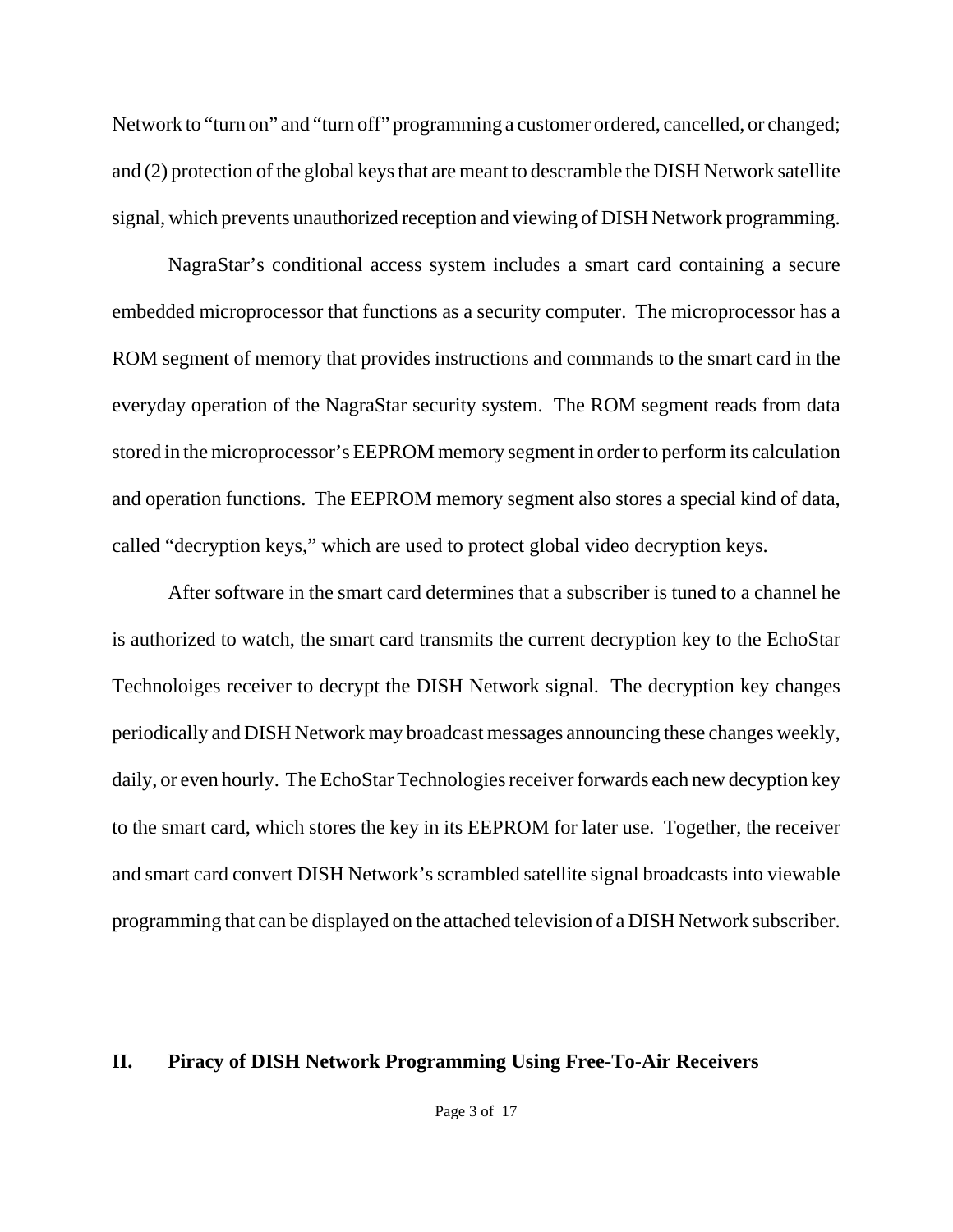Network to "turn on" and "turn off" programming a customer ordered, cancelled, or changed; and (2) protection of the global keys that are meant to descramble the DISH Network satellite signal, which prevents unauthorized reception and viewing of DISH Network programming.

NagraStar's conditional access system includes a smart card containing a secure embedded microprocessor that functions as a security computer. The microprocessor has a ROM segment of memory that provides instructions and commands to the smart card in the everyday operation of the NagraStar security system. The ROM segment reads from data stored in the microprocessor's EEPROM memory segment in order to perform its calculation and operation functions. The EEPROM memory segment also stores a special kind of data, called "decryption keys," which are used to protect global video decryption keys.

After software in the smart card determines that a subscriber is tuned to a channel he is authorized to watch, the smart card transmits the current decryption key to the EchoStar Technoloiges receiver to decrypt the DISH Network signal. The decryption key changes periodically and DISH Network may broadcast messages announcing these changes weekly, daily, or even hourly. The EchoStar Technologies receiver forwards each new decyption key to the smart card, which stores the key in its EEPROM for later use. Together, the receiver and smart card convert DISH Network's scrambled satellite signal broadcasts into viewable programming that can be displayed on the attached television of a DISH Network subscriber.

## II. Piracy of DISH Network Programming Using Free-To-Air Receivers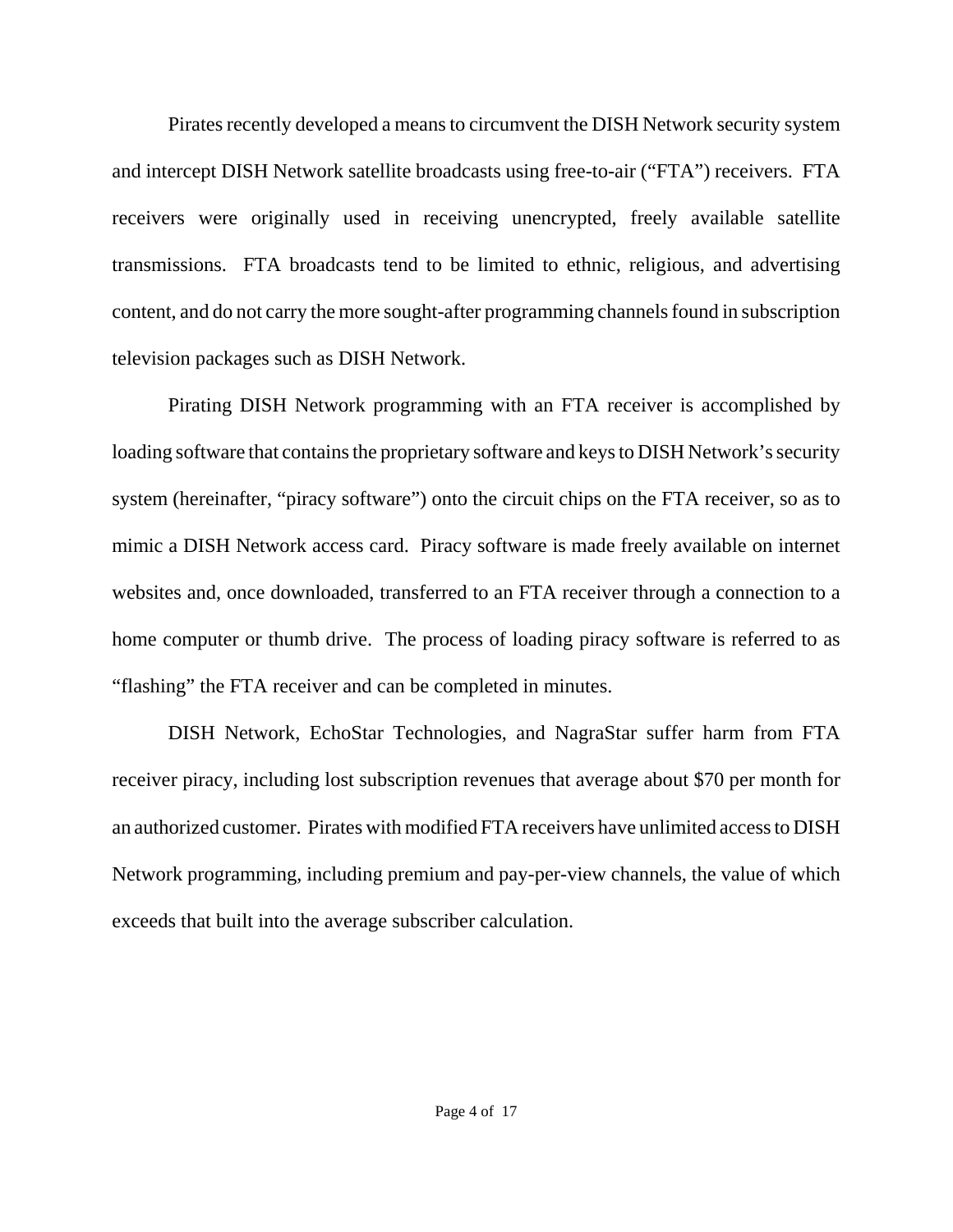Pirates recently developed a means to circumvent the DISH Network security system and intercept DISH Network satellite broadcasts using free-to-air ("FTA") receivers. FTA receivers were originally used in receiving unencrypted, freely available satellite transmissions. FTA broadcasts tend to be limited to ethnic, religious, and advertising content, and do not carry the more sought-after programming channels found in subscription television packages such as DISH Network.

Pirating DISH Network programming with an FTA receiver is accomplished by loading software that contains the proprietary software and keys to DISH Network's security system (hereinafter, "piracy software") onto the circuit chips on the FTA receiver, so as to mimic a DISH Network access card. Piracy software is made freely available on internet websites and, once downloaded, transferred to an FTA receiver through a connection to a home computer or thumb drive. The process of loading piracy software is referred to as "flashing" the FTA receiver and can be completed in minutes.

DISH Network, EchoStar Technologies, and NagraStar suffer harm from FTA receiver piracy, including lost subscription revenues that average about $70 per month for an authorized customer. Pirates with modified FTA receivers have unlimited access to DISH Network programming, including premium and pay-per-view channels, the value of which exceeds that built into the average subscriber calculation.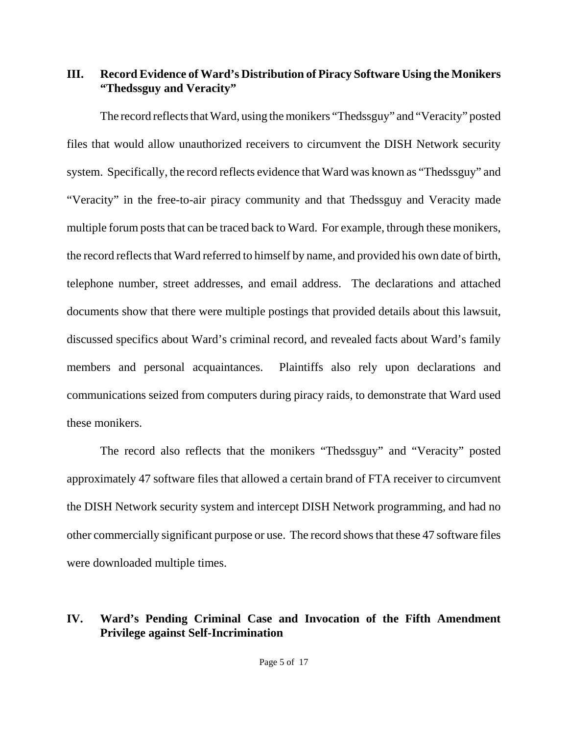## III. Record Evidence of Ward's Distribution of Piracy Software Using the Monikers "Thedssguy and Veracity"

The record reflects that Ward, using the monikers "Thedssguy" and "Veracity" posted files that would allow unauthorized receivers to circumvent the DISH Network security system. Specifically, the record reflects evidence that Ward was known as "Thedssguy" and "Veracity" in the free-to-air piracy community and that Thedssguy and Veracity made multiple forum posts that can be traced back to Ward. For example, through these monikers, the record reflects that Ward referred to himself by name, and provided his own date of birth, telephone number, street addresses, and email address. The declarations and attached documents show that there were multiple postings that provided details about this lawsuit, discussed specifics about Ward's criminal record, and revealed facts about Ward's family members and personal acquaintances. Plaintiffs also rely upon declarations and communications seized from computers during piracy raids, to demonstrate that Ward used these monikers.

The record also reflects that the monikers "Thedssguy" and "Veracity" posted approximately 47 software files that allowed a certain brand of FTA receiver to circumvent the DISH Network security system and intercept DISH Network programming, and had no other commercially significant purpose or use. The record shows that these 47 software files were downloaded multiple times.

## IV. Ward's Pending Criminal Case and Invocation of the Fifth Amendment Privilege against Self-Incrimination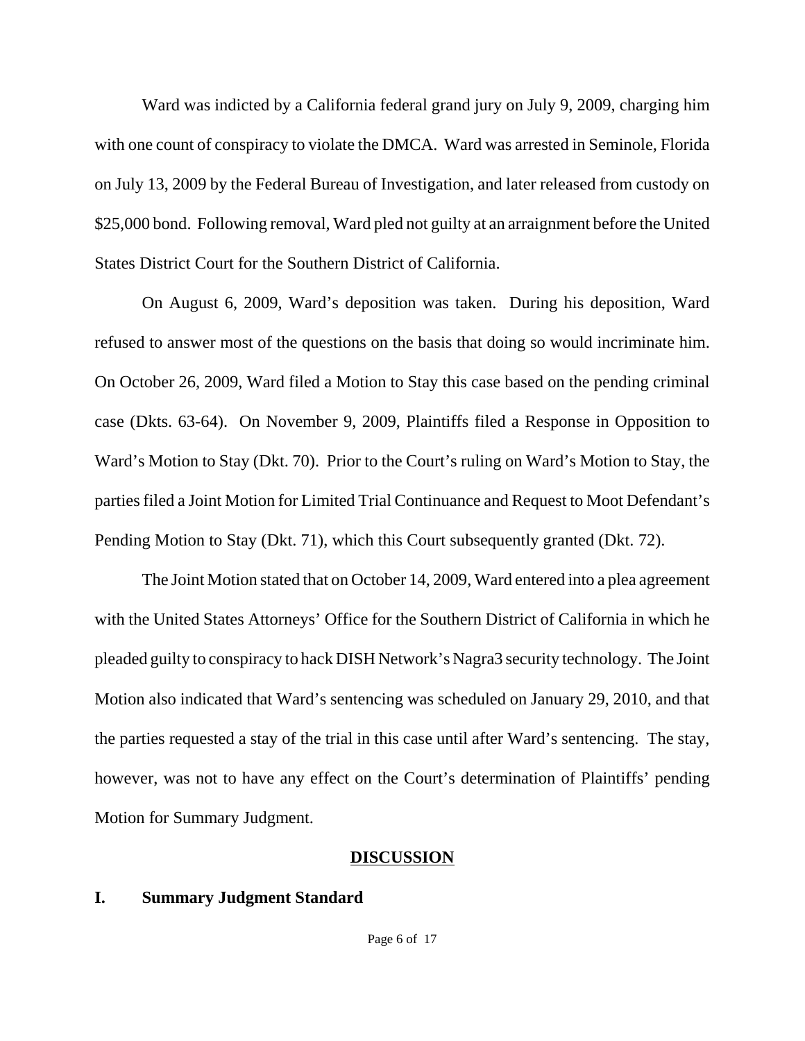Ward was indicted by a California federal grand jury on July 9, 2009, charging him with one count of conspiracy to violate the DMCA. Ward was arrested in Seminole, Florida on July 13, 2009 by the Federal Bureau of Investigation, and later released from custody on $25,000 bond. Following removal, Ward pled not guilty at an arraignment before the United States District Court for the Southern District of California.

On August 6, 2009, Ward's deposition was taken. During his deposition, Ward refused to answer most of the questions on the basis that doing so would incriminate him. On October 26, 2009, Ward filed a Motion to Stay this case based on the pending criminal case (Dkts. 63-64). On November 9, 2009, Plaintiffs filed a Response in Opposition to Ward's Motion to Stay (Dkt. 70). Prior to the Court's ruling on Ward's Motion to Stay, the parties filed a Joint Motion for Limited Trial Continuance and Request to Moot Defendant's Pending Motion to Stay (Dkt. 71), which this Court subsequently granted (Dkt. 72).

The Joint Motion stated that on October 14, 2009, Ward entered into a plea agreement with the United States Attorneys' Office for the Southern District of California in which he pleaded guilty to conspiracy to hack DISH Network's Nagra3 security technology. The Joint Motion also indicated that Ward's sentencing was scheduled on January 29, 2010, and that the parties requested a stay of the trial in this case until after Ward's sentencing. The stay, however, was not to have any effect on the Court's determination of Plaintiffs' pending Motion for Summary Judgment.

## DISCUSSION

### I. Summary Judgment Standard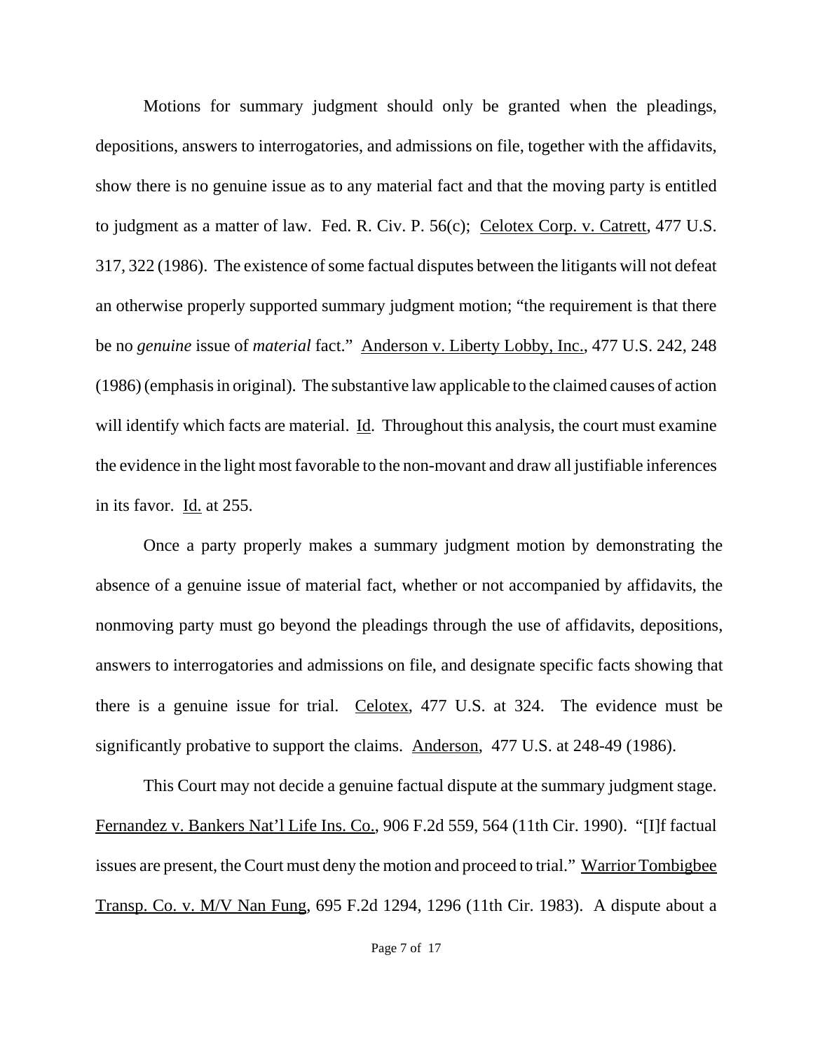Motions for summary judgment should only be granted when the pleadings, depositions, answers to interrogatories, and admissions on file, together with the affidavits, show there is no genuine issue as to any material fact and that the moving party is entitled to judgment as a matter of law. Fed. R. Civ. P. 56(c); Celotex Corp. v. Catrett, 477 U.S. 317, 322 (1986). The existence of some factual disputes between the litigants will not defeat an otherwise properly supported summary judgment motion; "the requirement is that there be no *genuine* issue of *material* fact." Anderson v. Liberty Lobby, Inc., 477 U.S. 242, 248 (1986) (emphasis in original). The substantive law applicable to the claimed causes of action will identify which facts are material. Id. Throughout this analysis, the court must examine the evidence in the light most favorable to the non-movant and draw all justifiable inferences in its favor. Id. at 255.

Once a party properly makes a summary judgment motion by demonstrating the absence of a genuine issue of material fact, whether or not accompanied by affidavits, the nonmoving party must go beyond the pleadings through the use of affidavits, depositions, answers to interrogatories and admissions on file, and designate specific facts showing that there is a genuine issue for trial. Celotex, 477 U.S. at 324. The evidence must be significantly probative to support the claims. Anderson, 477 U.S. at 248-49 (1986).

This Court may not decide a genuine factual dispute at the summary judgment stage. Fernandez v. Bankers Nat'l Life Ins. Co., 906 F.2d 559, 564 (11th Cir. 1990). "[I]f factual issues are present, the Court must deny the motion and proceed to trial." Warrior Tombigbee Transp. Co. v. M/V Nan Fung, 695 F.2d 1294, 1296 (11th Cir. 1983). A dispute about a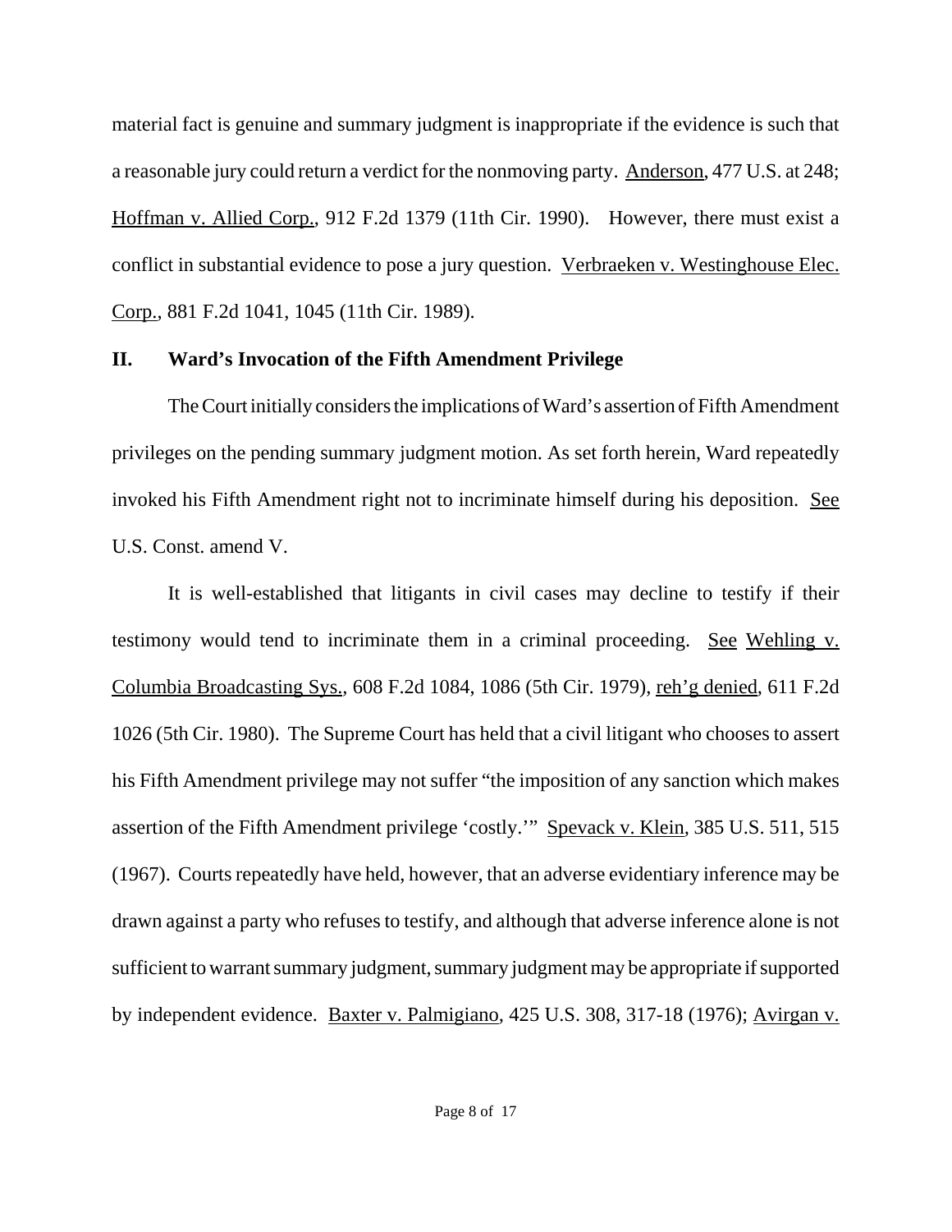material fact is genuine and summary judgment is inappropriate if the evidence is such that a reasonable jury could return a verdict for the nonmoving party. Anderson, 477 U.S. at 248; Hoffman v. Allied Corp., 912 F.2d 1379 (11th Cir. 1990). However, there must exist a conflict in substantial evidence to pose a jury question. Verbraeken v. Westinghouse Elec. Corp., 881 F.2d 1041, 1045 (11th Cir. 1989).

## II. Ward's Invocation of the Fifth Amendment Privilege

The Court initially considers the implications of Ward's assertion of Fifth Amendment privileges on the pending summary judgment motion. As set forth herein, Ward repeatedly invoked his Fifth Amendment right not to incriminate himself during his deposition. See U.S. Const. amend V.

It is well-established that litigants in civil cases may decline to testify if their testimony would tend to incriminate them in a criminal proceeding. See Wehling v. Columbia Broadcasting Sys., 608 F.2d 1084, 1086 (5th Cir. 1979), reh'g denied, 611 F.2d 1026 (5th Cir. 1980). The Supreme Court has held that a civil litigant who chooses to assert his Fifth Amendment privilege may not suffer "the imposition of any sanction which makes assertion of the Fifth Amendment privilege 'costly.'" Spevack v. Klein, 385 U.S. 511, 515 (1967). Courts repeatedly have held, however, that an adverse evidentiary inference may be drawn against a party who refuses to testify, and although that adverse inference alone is not sufficient to warrant summary judgment, summary judgment may be appropriate if supported by independent evidence. Baxter v. Palmigiano, 425 U.S. 308, 317-18 (1976); Avirgan v.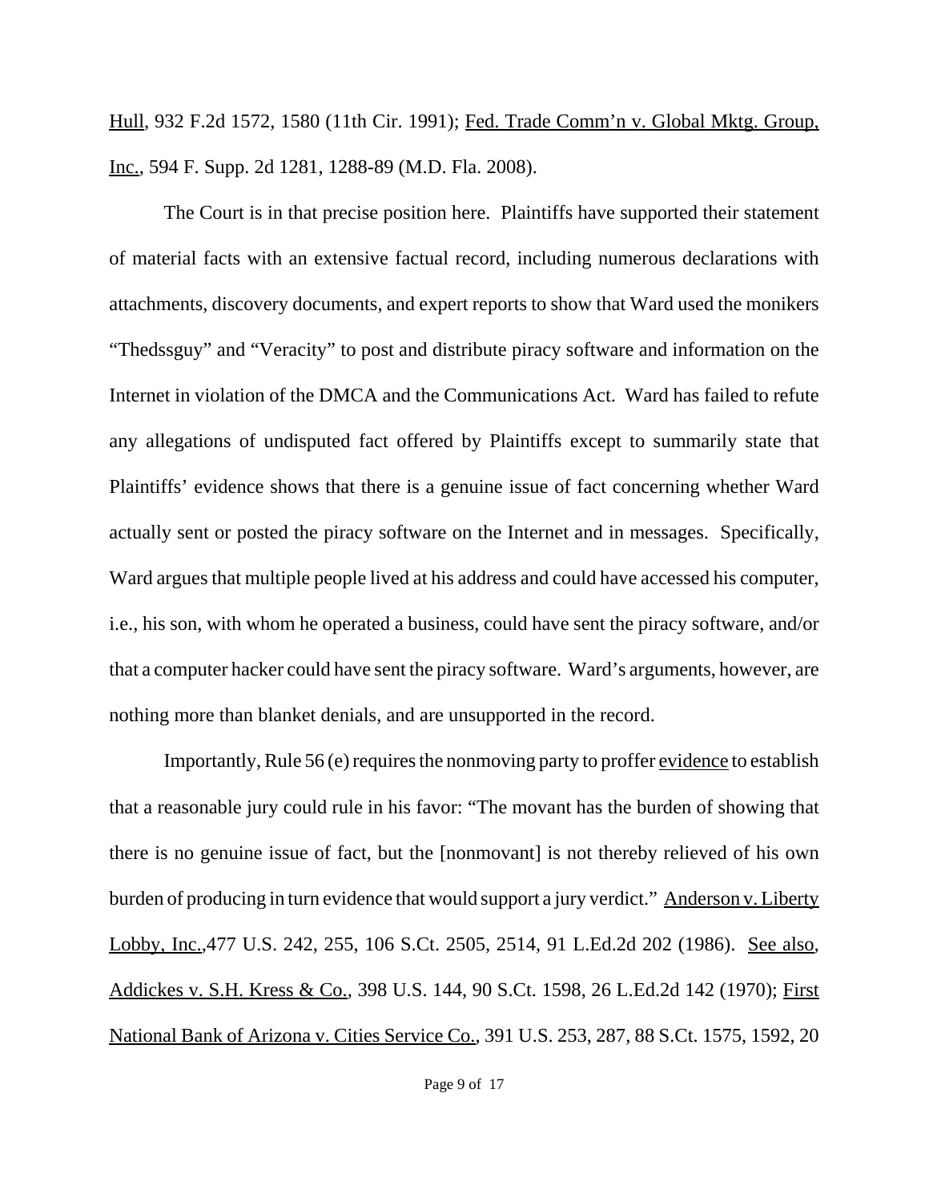Hull, 932 F.2d 1572, 1580 (11th Cir. 1991); Fed. Trade Comm'n v. Global Mktg. Group, Inc., 594 F. Supp. 2d 1281, 1288-89 (M.D. Fla. 2008).

The Court is in that precise position here. Plaintiffs have supported their statement of material facts with an extensive factual record, including numerous declarations with attachments, discovery documents, and expert reports to show that Ward used the monikers "Thedssguy" and "Veracity" to post and distribute piracy software and information on the Internet in violation of the DMCA and the Communications Act. Ward has failed to refute any allegations of undisputed fact offered by Plaintiffs except to summarily state that Plaintiffs' evidence shows that there is a genuine issue of fact concerning whether Ward actually sent or posted the piracy software on the Internet and in messages. Specifically, Ward argues that multiple people lived at his address and could have accessed his computer, i.e., his son, with whom he operated a business, could have sent the piracy software, and/or that a computer hacker could have sent the piracy software. Ward's arguments, however, are nothing more than blanket denials, and are unsupported in the record.

Importantly, Rule 56 (e) requires the nonmoving party to proffer evidence to establish that a reasonable jury could rule in his favor: "The movant has the burden of showing that there is no genuine issue of fact, but the [nonmovant] is not thereby relieved of his own burden of producing in turn evidence that would support a jury verdict." Anderson v. Liberty Lobby, Inc.,477 U.S. 242, 255, 106 S.Ct. 2505, 2514, 91 L.Ed.2d 202 (1986). See also, Addickes v. S.H. Kress & Co., 398 U.S. 144, 90 S.Ct. 1598, 26 L.Ed.2d 142 (1970); First National Bank of Arizona v. Cities Service Co., 391 U.S. 253, 287, 88 S.Ct. 1575, 1592, 20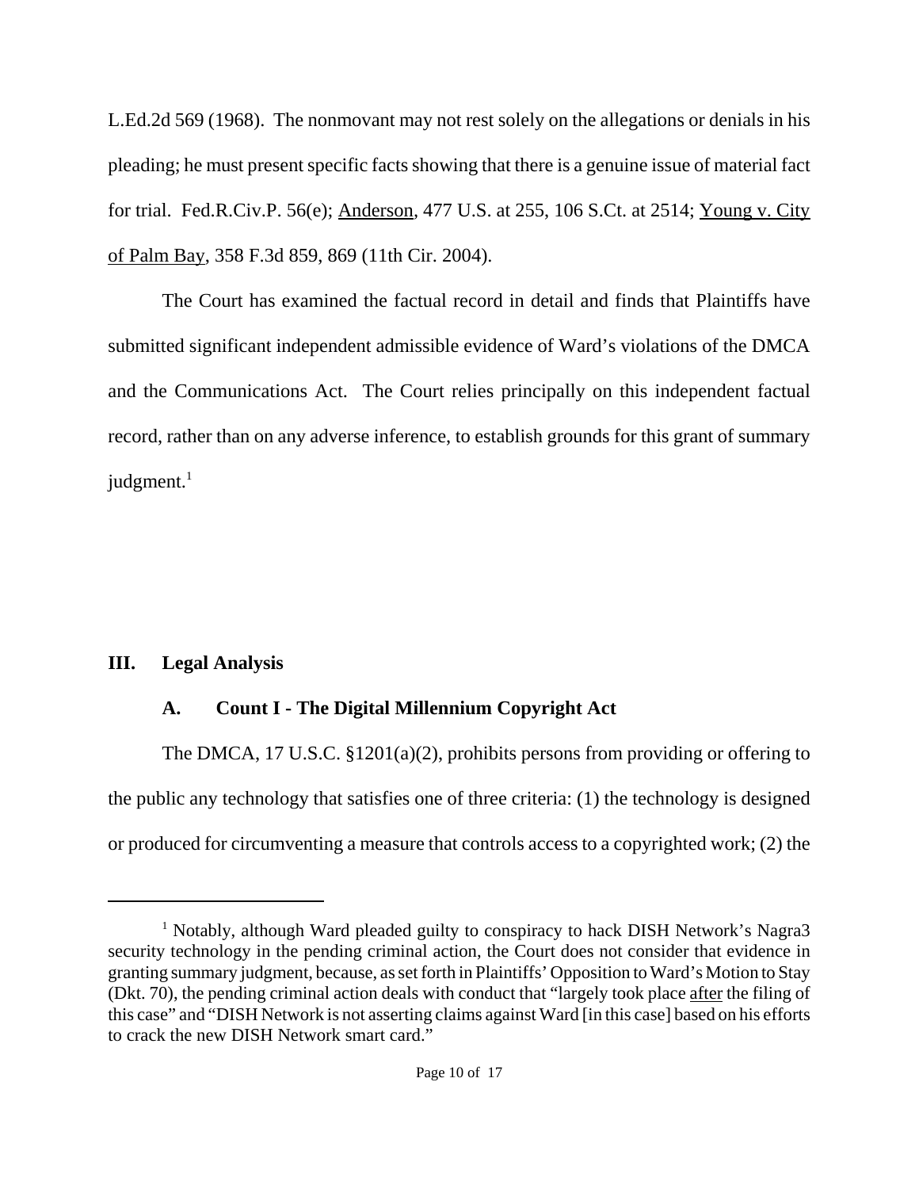L.Ed.2d 569 (1968). The nonmovant may not rest solely on the allegations or denials in his pleading; he must present specific facts showing that there is a genuine issue of material fact for trial. Fed.R.Civ.P. 56(e); Anderson, 477 U.S. at 255, 106 S.Ct. at 2514; Young v. City of Palm Bay, 358 F.3d 859, 869 (11th Cir. 2004).

The Court has examined the factual record in detail and finds that Plaintiffs have submitted significant independent admissible evidence of Ward's violations of the DMCA and the Communications Act. The Court relies principally on this independent factual record, rather than on any adverse inference, to establish grounds for this grant of summary judgment.[1]

## III. Legal Analysis

### A. Count I - The Digital Millennium Copyright Act

The DMCA, 17 U.S.C. §1201(a)(2), prohibits persons from providing or offering to the public any technology that satisfies one of three criteria: (1) the technology is designed or produced for circumventing a measure that controls access to a copyrighted work; (2) the

---

[1] Notably, although Ward pleaded guilty to conspiracy to hack DISH Network's Nagra3 security technology in the pending criminal action, the Court does not consider that evidence in granting summary judgment, because, as set forth in Plaintiffs' Opposition to Ward's Motion to Stay (Dkt. 70), the pending criminal action deals with conduct that "largely took place after the filing of this case" and "DISH Network is not asserting claims against Ward [in this case] based on his efforts to crack the new DISH Network smart card."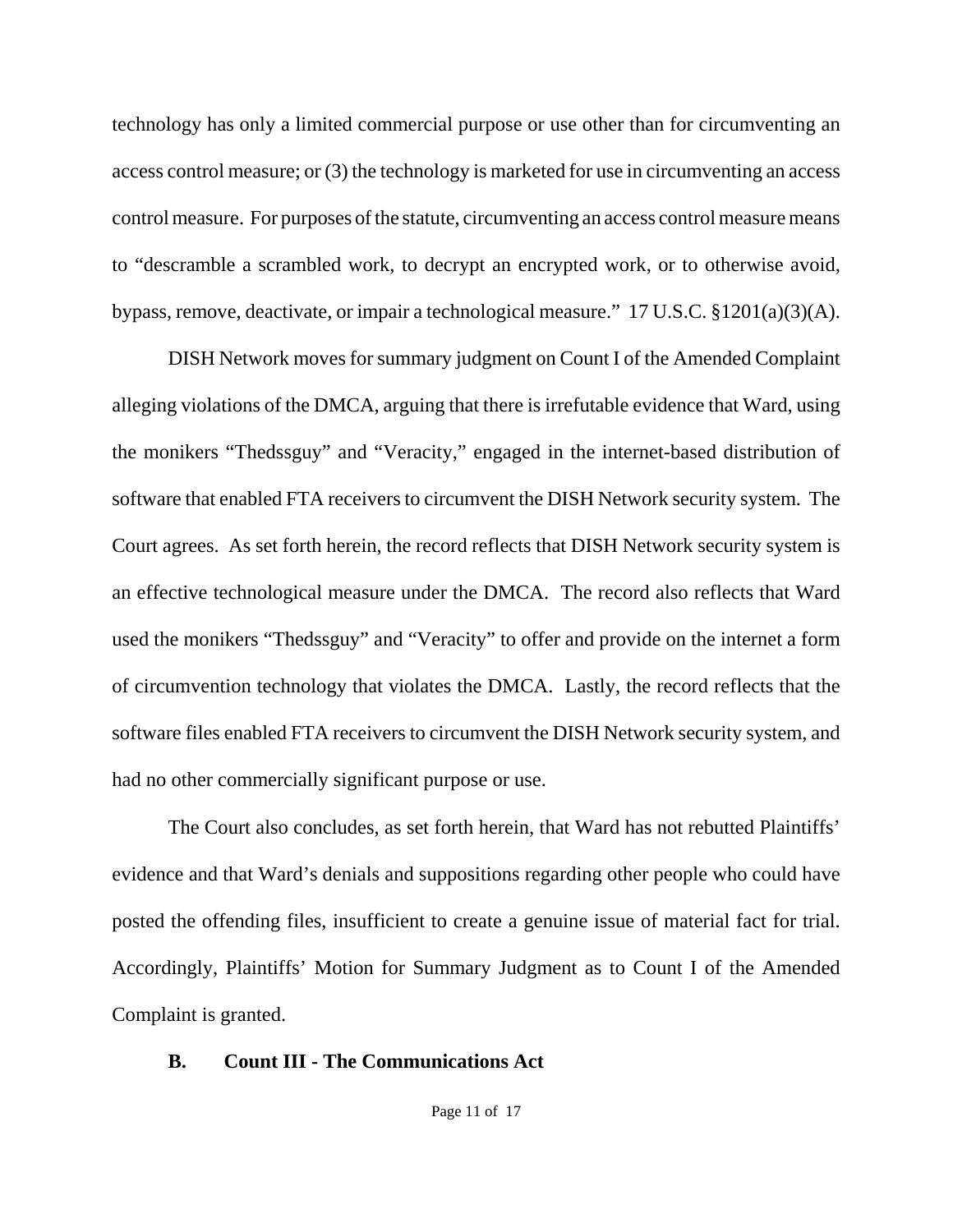technology has only a limited commercial purpose or use other than for circumventing an access control measure; or (3) the technology is marketed for use in circumventing an access control measure. For purposes of the statute, circumventing an access control measure means to "descramble a scrambled work, to decrypt an encrypted work, or to otherwise avoid, bypass, remove, deactivate, or impair a technological measure." 17 U.S.C. §1201(a)(3)(A).

DISH Network moves for summary judgment on Count I of the Amended Complaint alleging violations of the DMCA, arguing that there is irrefutable evidence that Ward, using the monikers "Thedssguy" and "Veracity," engaged in the internet-based distribution of software that enabled FTA receivers to circumvent the DISH Network security system. The Court agrees. As set forth herein, the record reflects that DISH Network security system is an effective technological measure under the DMCA. The record also reflects that Ward used the monikers "Thedssguy" and "Veracity" to offer and provide on the internet a form of circumvention technology that violates the DMCA. Lastly, the record reflects that the software files enabled FTA receivers to circumvent the DISH Network security system, and had no other commercially significant purpose or use.

The Court also concludes, as set forth herein, that Ward has not rebutted Plaintiffs' evidence and that Ward's denials and suppositions regarding other people who could have posted the offending files, insufficient to create a genuine issue of material fact for trial. Accordingly, Plaintiffs' Motion for Summary Judgment as to Count I of the Amended Complaint is granted.

**B. Count III - The Communications Act**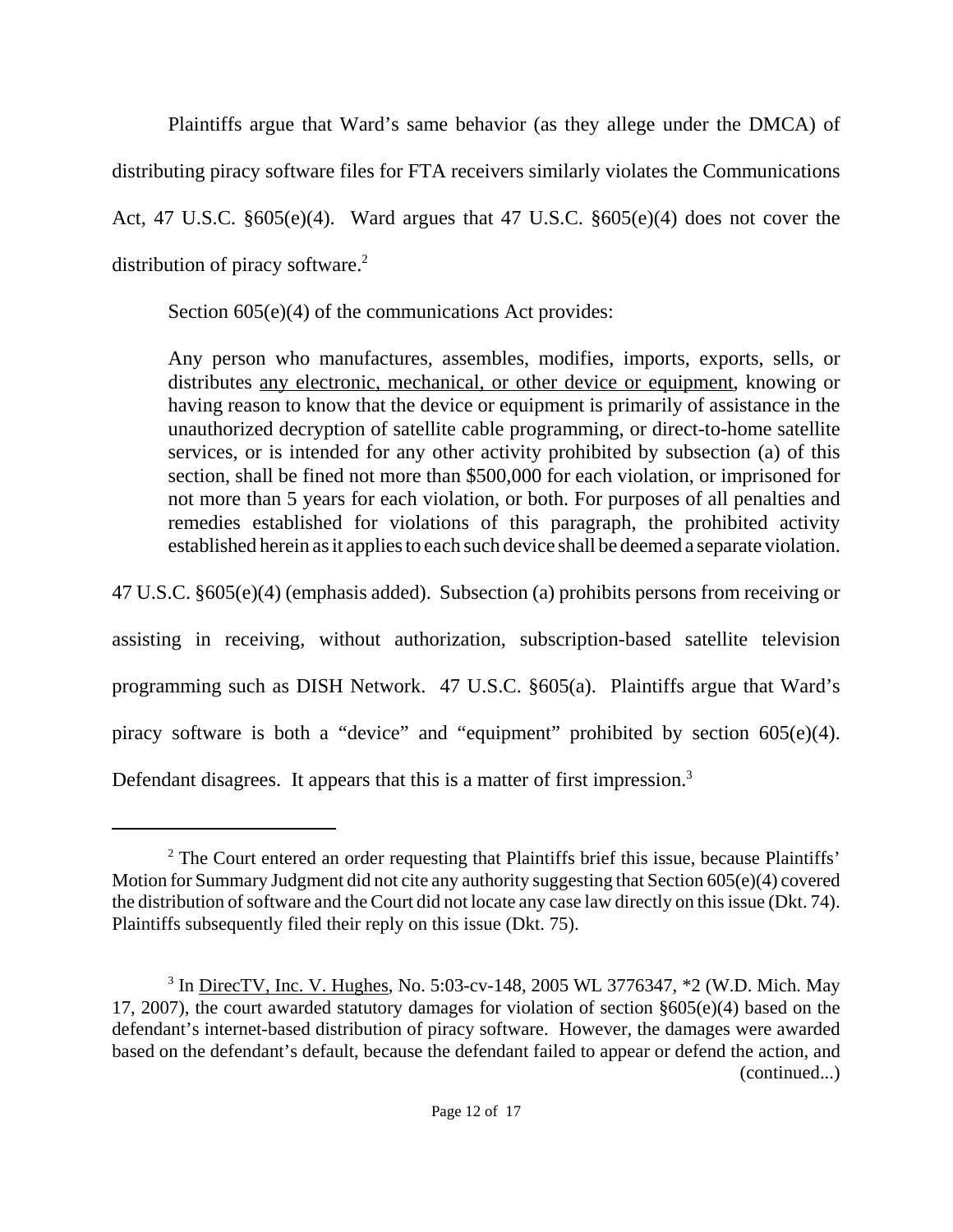Plaintiffs argue that Ward's same behavior (as they allege under the DMCA) of distributing piracy software files for FTA receivers similarly violates the Communications Act, 47 U.S.C. §605(e)(4). Ward argues that 47 U.S.C. §605(e)(4) does not cover the distribution of piracy software.[2]

Section 605(e)(4) of the communications Act provides:

> Any person who manufactures, assembles, modifies, imports, exports, sells, or distributes <u>any electronic, mechanical, or other device or equipment</u>, knowing or having reason to know that the device or equipment is primarily of assistance in the unauthorized decryption of satellite cable programming, or direct-to-home satellite services, or is intended for any other activity prohibited by subsection (a) of this section, shall be fined not more than $500,000 for each violation, or imprisoned for not more than 5 years for each violation, or both. For purposes of all penalties and remedies established for violations of this paragraph, the prohibited activity established herein as it applies to each such device shall be deemed a separate violation.

47 U.S.C. §605(e)(4) (emphasis added). Subsection (a) prohibits persons from receiving or assisting in receiving, without authorization, subscription-based satellite television programming such as DISH Network. 47 U.S.C. §605(a). Plaintiffs argue that Ward's piracy software is both a "device" and "equipment" prohibited by section 605(e)(4). Defendant disagrees. It appears that this is a matter of first impression.[3]

---

[2] The Court entered an order requesting that Plaintiffs brief this issue, because Plaintiffs' Motion for Summary Judgment did not cite any authority suggesting that Section 605(e)(4) covered the distribution of software and the Court did not locate any case law directly on this issue (Dkt. 74). Plaintiffs subsequently filed their reply on this issue (Dkt. 75).

[3] In <u>DirecTV, Inc. V. Hughes</u>, No. 5:03-cv-148, 2005 WL 3776347, *2 (W.D. Mich. May 17, 2007), the court awarded statutory damages for violation of section §605(e)(4) based on the defendant's internet-based distribution of piracy software. However, the damages were awarded based on the defendant's default, because the defendant failed to appear or defend the action, and (continued...)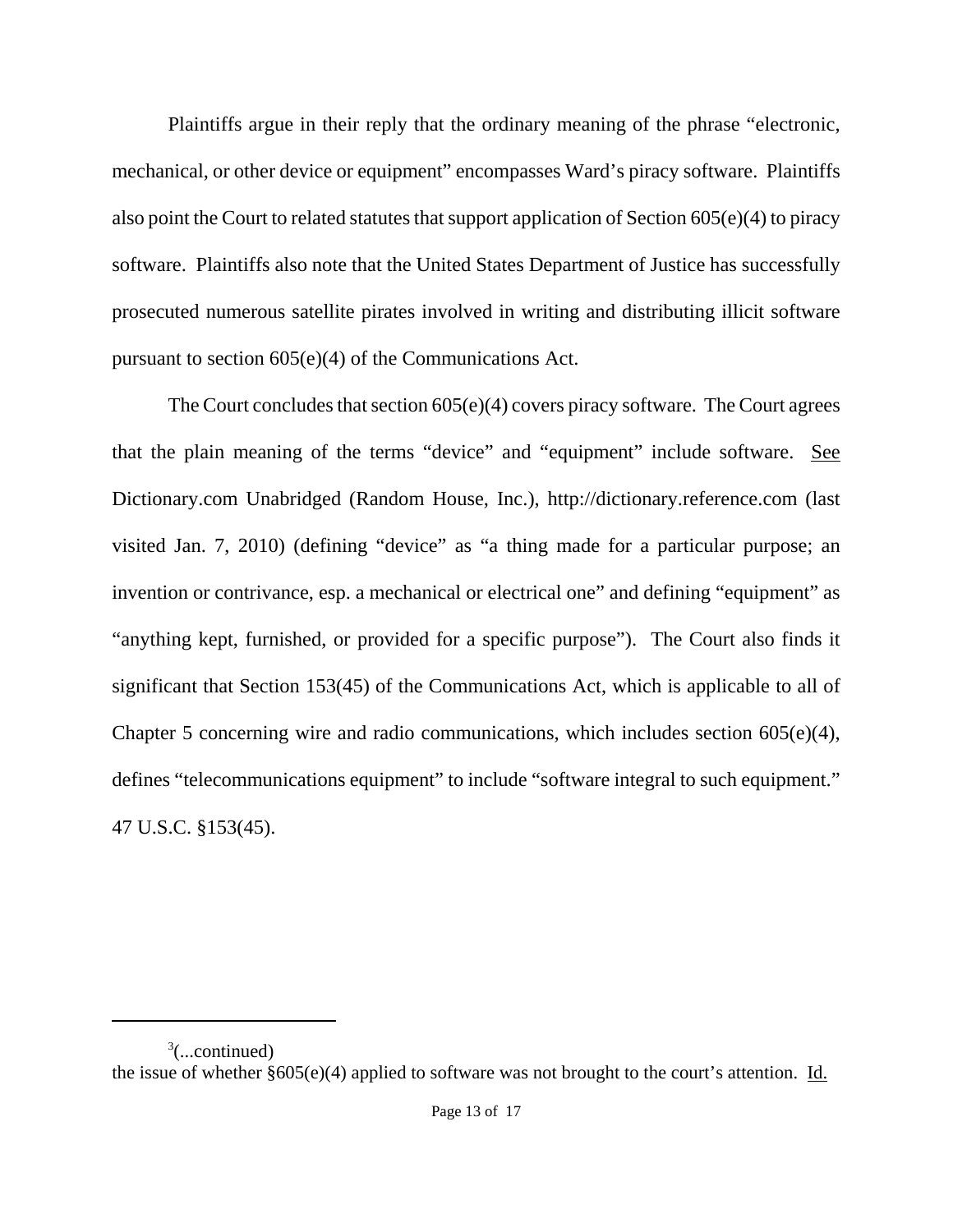Plaintiffs argue in their reply that the ordinary meaning of the phrase "electronic, mechanical, or other device or equipment" encompasses Ward's piracy software. Plaintiffs also point the Court to related statutes that support application of Section 605(e)(4) to piracy software. Plaintiffs also note that the United States Department of Justice has successfully prosecuted numerous satellite pirates involved in writing and distributing illicit software pursuant to section 605(e)(4) of the Communications Act.

The Court concludes that section 605(e)(4) covers piracy software. The Court agrees that the plain meaning of the terms "device" and "equipment" include software. See Dictionary.com Unabridged (Random House, Inc.), http://dictionary.reference.com (last visited Jan. 7, 2010) (defining "device" as "a thing made for a particular purpose; an invention or contrivance, esp. a mechanical or electrical one" and defining "equipment" as "anything kept, furnished, or provided for a specific purpose"). The Court also finds it significant that Section 153(45) of the Communications Act, which is applicable to all of Chapter 5 concerning wire and radio communications, which includes section 605(e)(4), defines "telecommunications equipment" to include "software integral to such equipment." 47 U.S.C. §153(45).

---

[3](...continued)
the issue of whether §605(e)(4) applied to software was not brought to the court's attention. Id.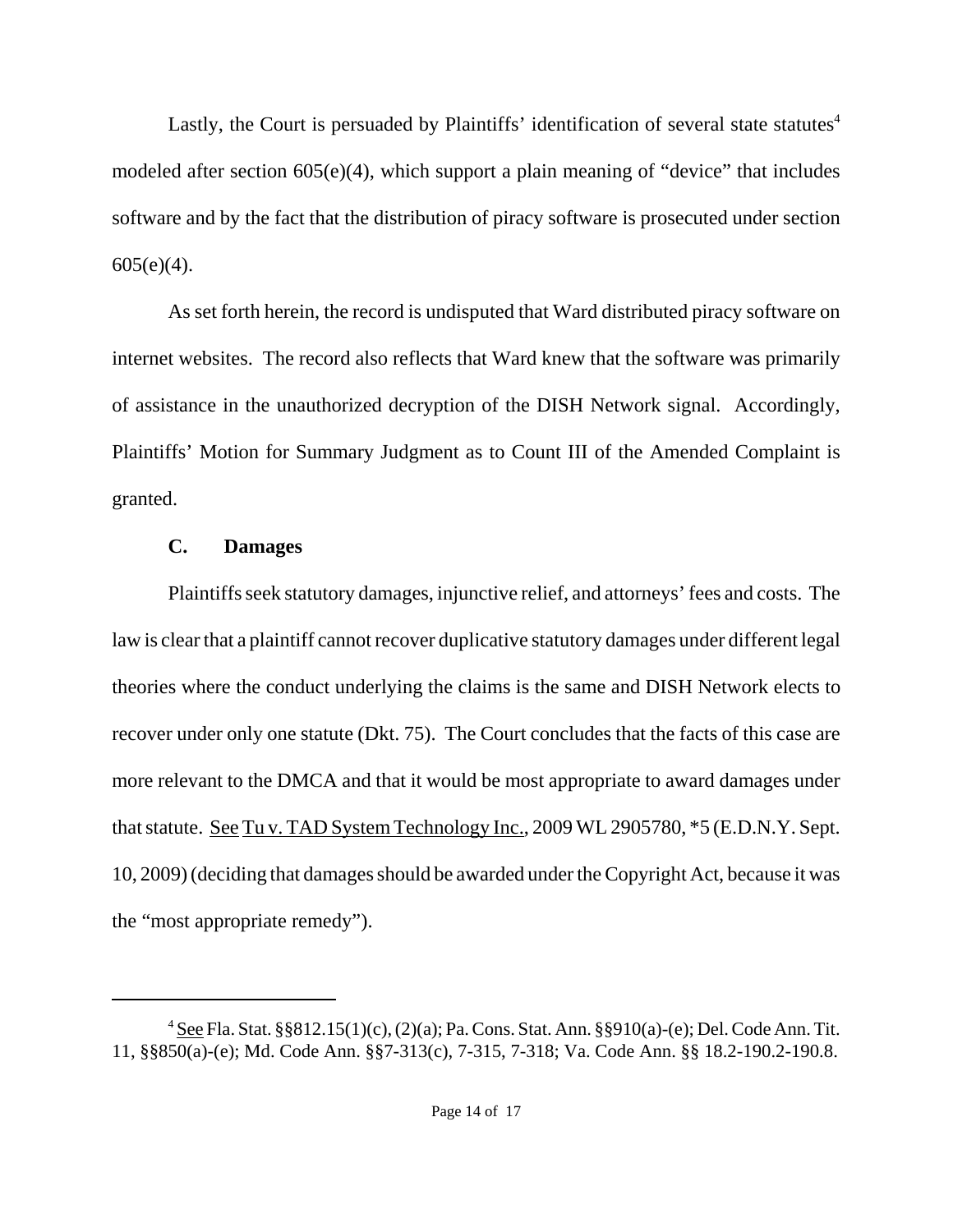Lastly, the Court is persuaded by Plaintiffs' identification of several state statutes[4] modeled after section 605(e)(4), which support a plain meaning of "device" that includes software and by the fact that the distribution of piracy software is prosecuted under section 605(e)(4).

As set forth herein, the record is undisputed that Ward distributed piracy software on internet websites. The record also reflects that Ward knew that the software was primarily of assistance in the unauthorized decryption of the DISH Network signal. Accordingly, Plaintiffs' Motion for Summary Judgment as to Count III of the Amended Complaint is granted.

### C. Damages

Plaintiffs seek statutory damages, injunctive relief, and attorneys' fees and costs. The law is clear that a plaintiff cannot recover duplicative statutory damages under different legal theories where the conduct underlying the claims is the same and DISH Network elects to recover under only one statute (Dkt. 75). The Court concludes that the facts of this case are more relevant to the DMCA and that it would be most appropriate to award damages under that statute. See Tu v. TAD System Technology Inc., 2009 WL 2905780, *5 (E.D.N.Y. Sept. 10, 2009) (deciding that damages should be awarded under the Copyright Act, because it was the "most appropriate remedy").

---

[4] See Fla. Stat. §§812.15(1)(c), (2)(a); Pa. Cons. Stat. Ann. §§910(a)-(e); Del. Code Ann. Tit. 11, §§850(a)-(e); Md. Code Ann. §§7-313(c), 7-315, 7-318; Va. Code Ann. §§ 18.2-190.2-190.8.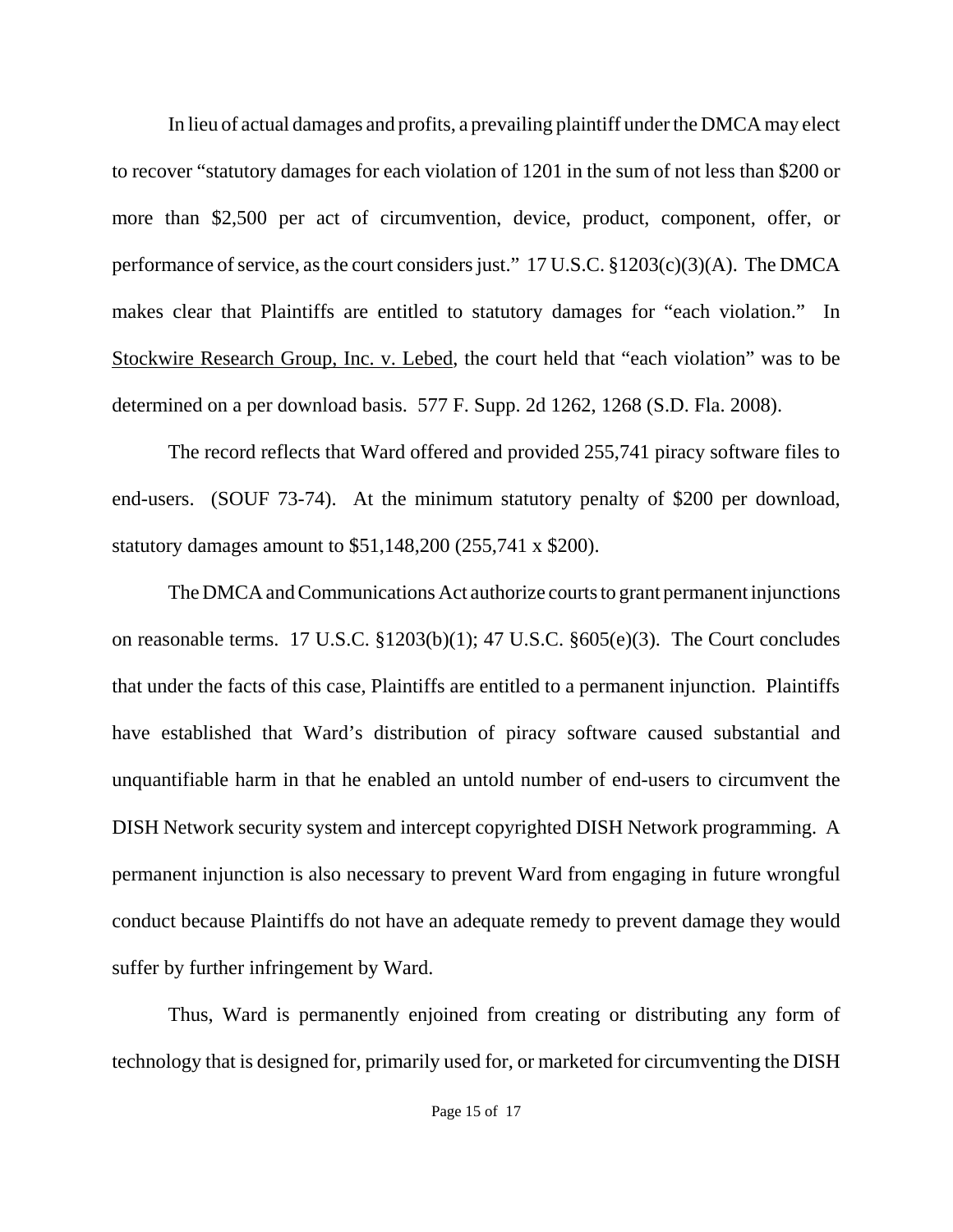In lieu of actual damages and profits, a prevailing plaintiff under the DMCA may elect to recover "statutory damages for each violation of 1201 in the sum of not less than $200 or more than $2,500 per act of circumvention, device, product, component, offer, or performance of service, as the court considers just." 17 U.S.C. §1203(c)(3)(A). The DMCA makes clear that Plaintiffs are entitled to statutory damages for "each violation." In Stockwire Research Group, Inc. v. Lebed, the court held that "each violation" was to be determined on a per download basis. 577 F. Supp. 2d 1262, 1268 (S.D. Fla. 2008).

The record reflects that Ward offered and provided 255,741 piracy software files to end-users. (SOUF 73-74). At the minimum statutory penalty of $200 per download, statutory damages amount to $51,148,200 (255,741 x $200).

The DMCA and Communications Act authorize courts to grant permanent injunctions on reasonable terms. 17 U.S.C. §1203(b)(1); 47 U.S.C. §605(e)(3). The Court concludes that under the facts of this case, Plaintiffs are entitled to a permanent injunction. Plaintiffs have established that Ward's distribution of piracy software caused substantial and unquantifiable harm in that he enabled an untold number of end-users to circumvent the DISH Network security system and intercept copyrighted DISH Network programming. A permanent injunction is also necessary to prevent Ward from engaging in future wrongful conduct because Plaintiffs do not have an adequate remedy to prevent damage they would suffer by further infringement by Ward.

Thus, Ward is permanently enjoined from creating or distributing any form of technology that is designed for, primarily used for, or marketed for circumventing the DISH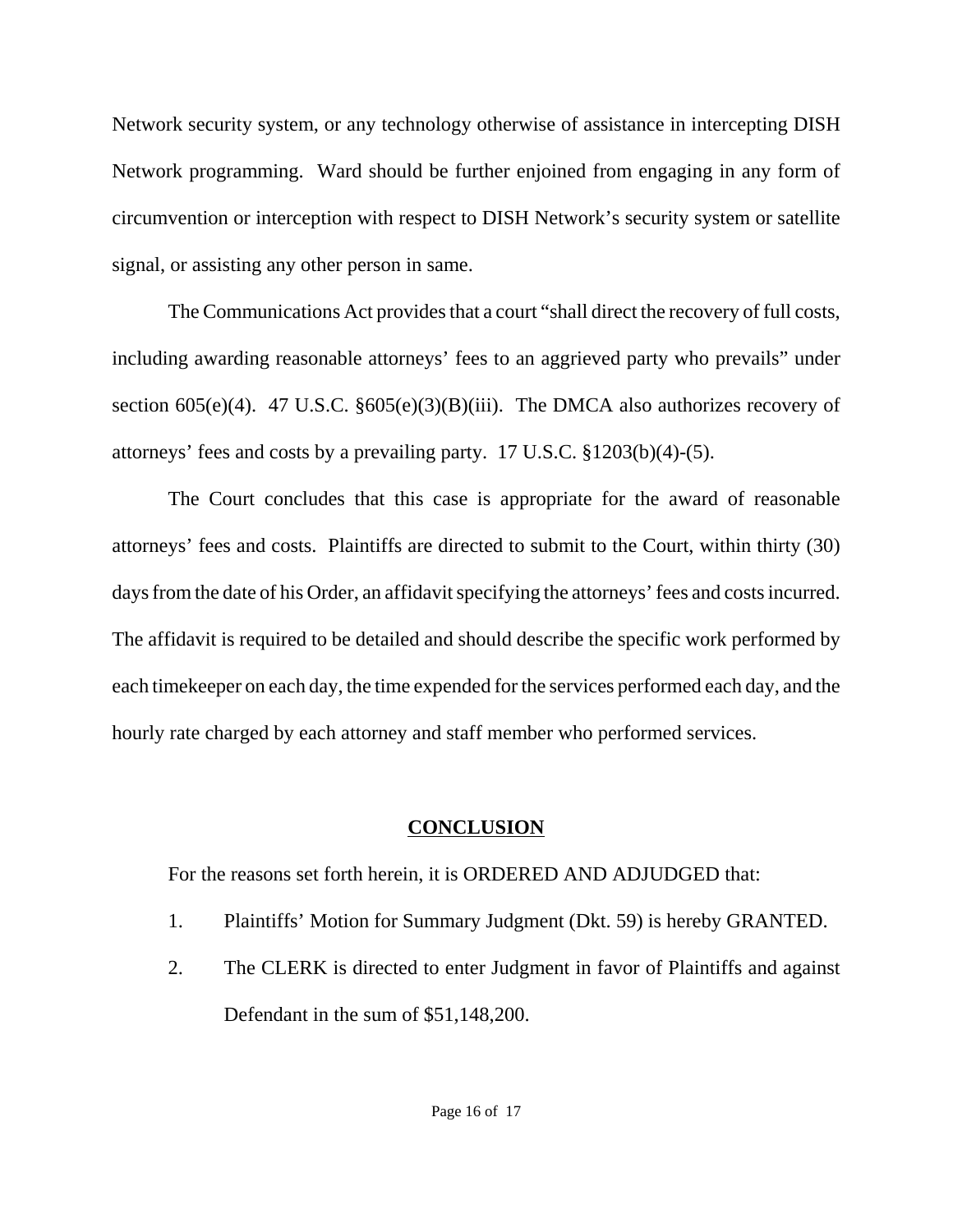Network security system, or any technology otherwise of assistance in intercepting DISH Network programming. Ward should be further enjoined from engaging in any form of circumvention or interception with respect to DISH Network's security system or satellite signal, or assisting any other person in same.

The Communications Act provides that a court "shall direct the recovery of full costs, including awarding reasonable attorneys' fees to an aggrieved party who prevails" under section 605(e)(4). 47 U.S.C. §605(e)(3)(B)(iii). The DMCA also authorizes recovery of attorneys' fees and costs by a prevailing party. 17 U.S.C. §1203(b)(4)-(5).

The Court concludes that this case is appropriate for the award of reasonable attorneys' fees and costs. Plaintiffs are directed to submit to the Court, within thirty (30) days from the date of his Order, an affidavit specifying the attorneys' fees and costs incurred. The affidavit is required to be detailed and should describe the specific work performed by each timekeeper on each day, the time expended for the services performed each day, and the hourly rate charged by each attorney and staff member who performed services.

## CONCLUSION

For the reasons set forth herein, it is ORDERED AND ADJUDGED that:

1. Plaintiffs' Motion for Summary Judgment (Dkt. 59) is hereby GRANTED.
2. The CLERK is directed to enter Judgment in favor of Plaintiffs and against Defendant in the sum of $51,148,200.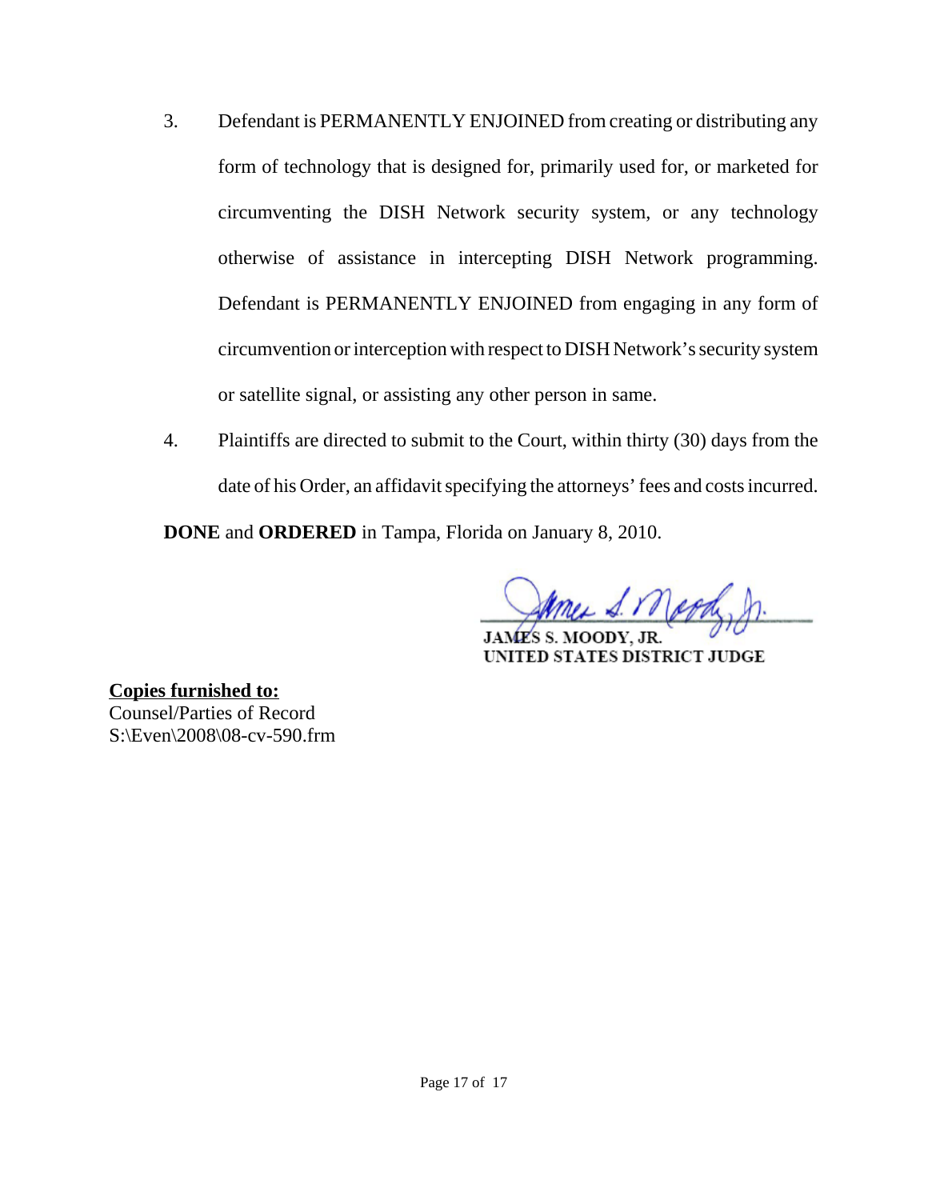3. Defendant is PERMANENTLY ENJOINED from creating or distributing any form of technology that is designed for, primarily used for, or marketed for circumventing the DISH Network security system, or any technology otherwise of assistance in intercepting DISH Network programming. Defendant is PERMANENTLY ENJOINED from engaging in any form of circumvention or interception with respect to DISH Network's security system or satellite signal, or assisting any other person in same.

4. Plaintiffs are directed to submit to the Court, within thirty (30) days from the date of his Order, an affidavit specifying the attorneys' fees and costs incurred.

**DONE** and **ORDERED** in Tampa, Florida on January 8, 2010.

JAMES S. MOODY, JR.
UNITED STATES DISTRICT JUDGE

**Copies furnished to:**
Counsel/Parties of Record
S:\Even\2008\08-cv-590.frm